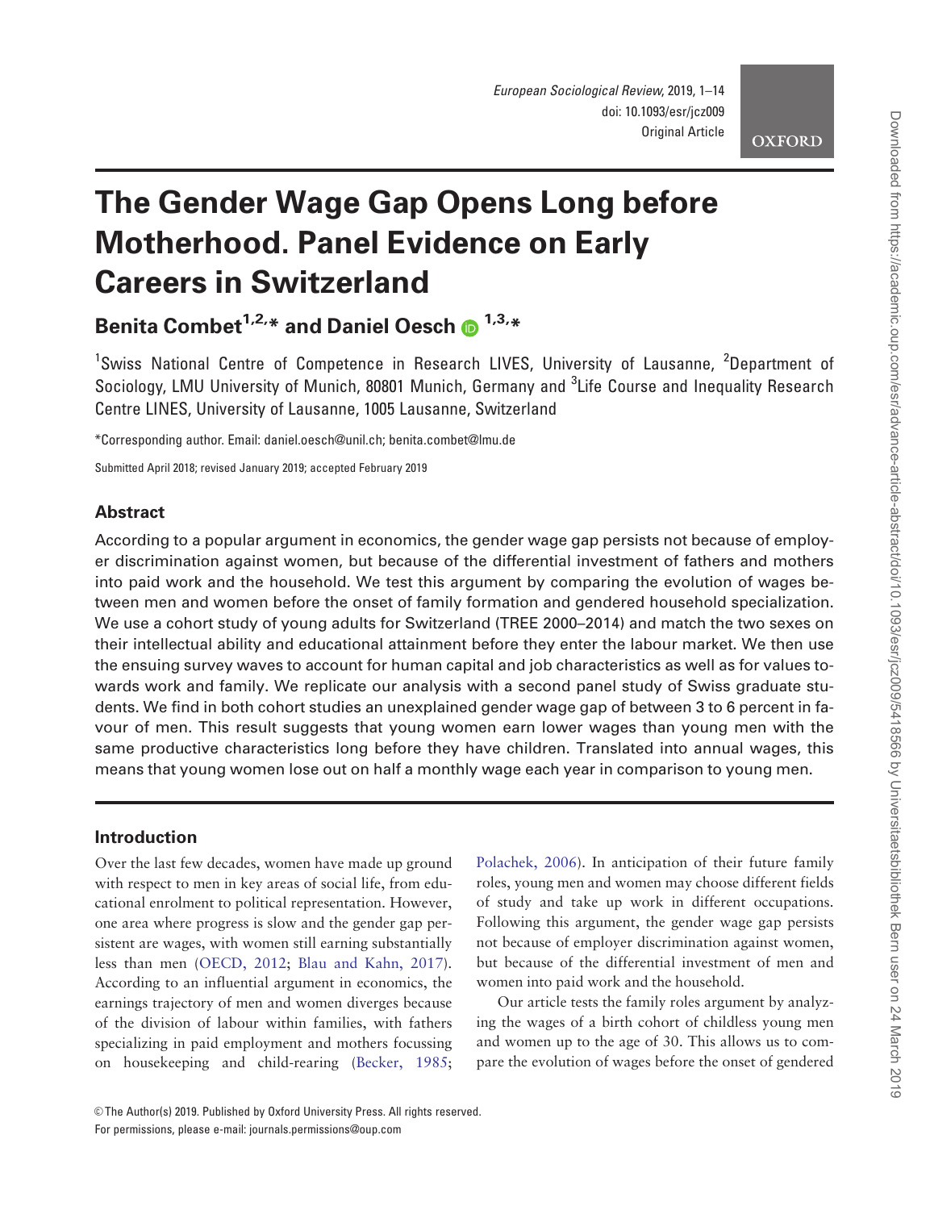# The Gender Wage Gap Opens Long before Motherhood. Panel Evidence on Early Careers in Switzerland

**Benita Combet[1,2,*] and Daniel Oesch[1,3,*]**

[1]Swiss National Centre of Competence in Research LIVES, University of Lausanne, [2]Department of Sociology, LMU University of Munich, 80801 Munich, Germany and [3]Life Course and Inequality Research Centre LINES, University of Lausanne, 1005 Lausanne, Switzerland

*Corresponding author. Email: daniel.oesch@unil.ch; benita.combet@lmu.de

Submitted April 2018; revised January 2019; accepted February 2019

## Abstract

According to a popular argument in economics, the gender wage gap persists not because of employer discrimination against women, but because of the differential investment of fathers and mothers into paid work and the household. We test this argument by comparing the evolution of wages between men and women before the onset of family formation and gendered household specialization. We use a cohort study of young adults for Switzerland (TREE 2000–2014) and match the two sexes on their intellectual ability and educational attainment before they enter the labour market. We then use the ensuing survey waves to account for human capital and job characteristics as well as for values towards work and family. We replicate our analysis with a second panel study of Swiss graduate students. We find in both cohort studies an unexplained gender wage gap of between 3 to 6 percent in favour of men. This result suggests that young women earn lower wages than young men with the same productive characteristics long before they have children. Translated into annual wages, this means that young women lose out on half a monthly wage each year in comparison to young men.

## Introduction

Over the last few decades, women have made up ground with respect to men in key areas of social life, from educational enrolment to political representation. However, one area where progress is slow and the gender gap persistent are wages, with women still earning substantially less than men (OECD, 2012; Blau and Kahn, 2017). According to an influential argument in economics, the earnings trajectory of men and women diverges because of the division of labour within families, with fathers specializing in paid employment and mothers focussing on housekeeping and child-rearing (Becker, 1985; Polachek, 2006). In anticipation of their future family roles, young men and women may choose different fields of study and take up work in different occupations. Following this argument, the gender wage gap persists not because of employer discrimination against women, but because of the differential investment of men and women into paid work and the household.

Our article tests the family roles argument by analyzing the wages of a birth cohort of childless young men and women up to the age of 30. This allows us to compare the evolution of wages before the onset of gendered

© The Author(s) 2019. Published by Oxford University Press. All rights reserved.
For permissions, please e-mail: journals.permissions@oup.com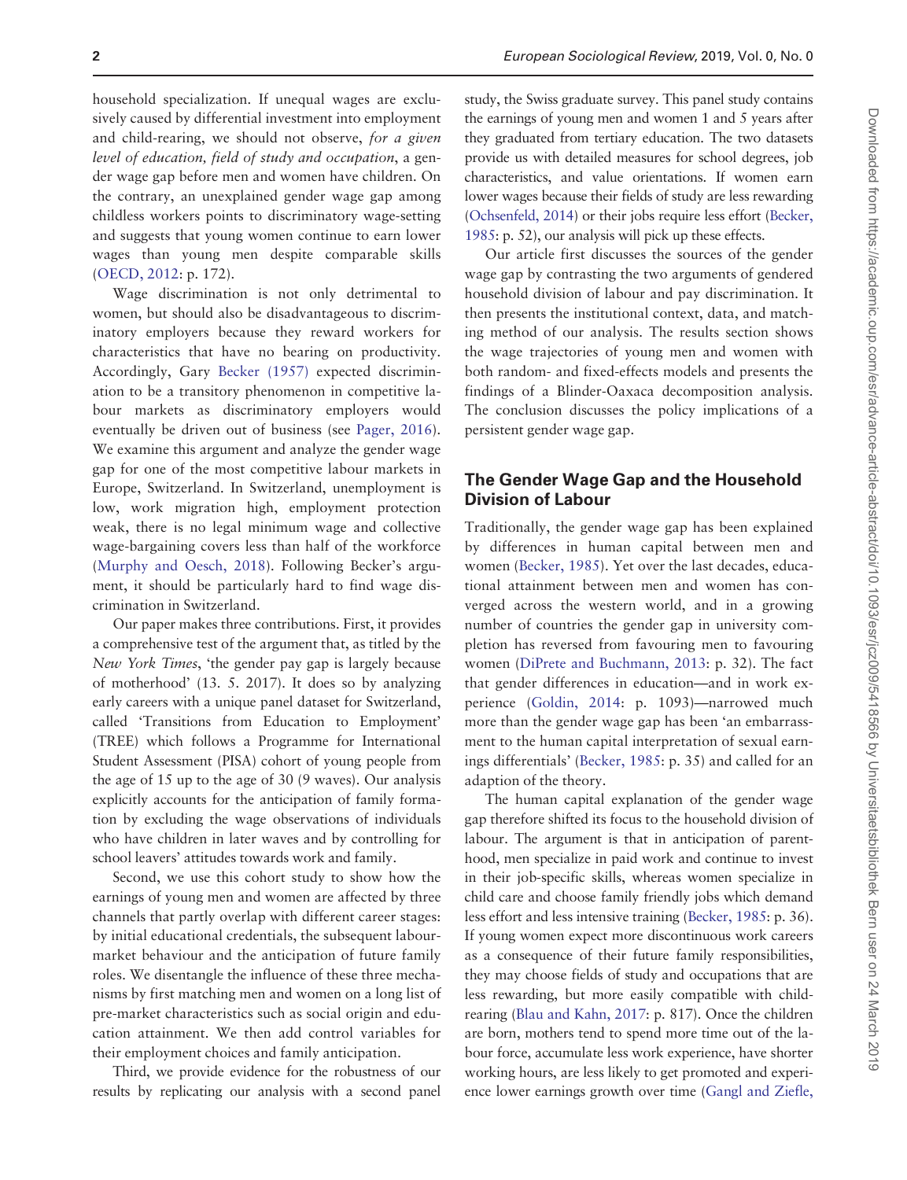household specialization. If unequal wages are exclusively caused by differential investment into employment and child-rearing, we should not observe, *for a given level of education, field of study and occupation*, a gender wage gap before men and women have children. On the contrary, an unexplained gender wage gap among childless workers points to discriminatory wage-setting and suggests that young women continue to earn lower wages than young men despite comparable skills (OECD, 2012: p. 172).

Wage discrimination is not only detrimental to women, but should also be disadvantageous to discriminatory employers because they reward workers for characteristics that have no bearing on productivity. Accordingly, Gary Becker (1957) expected discrimination to be a transitory phenomenon in competitive labour markets as discriminatory employers would eventually be driven out of business (see Pager, 2016). We examine this argument and analyze the gender wage gap for one of the most competitive labour markets in Europe, Switzerland. In Switzerland, unemployment is low, work migration high, employment protection weak, there is no legal minimum wage and collective wage-bargaining covers less than half of the workforce (Murphy and Oesch, 2018). Following Becker's argument, it should be particularly hard to find wage discrimination in Switzerland.

Our paper makes three contributions. First, it provides a comprehensive test of the argument that, as titled by the *New York Times*, 'the gender pay gap is largely because of motherhood' (13. 5. 2017). It does so by analyzing early careers with a unique panel dataset for Switzerland, called 'Transitions from Education to Employment' (TREE) which follows a Programme for International Student Assessment (PISA) cohort of young people from the age of 15 up to the age of 30 (9 waves). Our analysis explicitly accounts for the anticipation of family formation by excluding the wage observations of individuals who have children in later waves and by controlling for school leavers' attitudes towards work and family.

Second, we use this cohort study to show how the earnings of young men and women are affected by three channels that partly overlap with different career stages: by initial educational credentials, the subsequent labour-market behaviour and the anticipation of future family roles. We disentangle the influence of these three mechanisms by first matching men and women on a long list of pre-market characteristics such as social origin and education attainment. We then add control variables for their employment choices and family anticipation.

Third, we provide evidence for the robustness of our results by replicating our analysis with a second panel study, the Swiss graduate survey. This panel study contains the earnings of young men and women 1 and 5 years after they graduated from tertiary education. The two datasets provide us with detailed measures for school degrees, job characteristics, and value orientations. If women earn lower wages because their fields of study are less rewarding (Ochsenfeld, 2014) or their jobs require less effort (Becker, 1985: p. 52), our analysis will pick up these effects.

Our article first discusses the sources of the gender wage gap by contrasting the two arguments of gendered household division of labour and pay discrimination. It then presents the institutional context, data, and matching method of our analysis. The results section shows the wage trajectories of young men and women with both random- and fixed-effects models and presents the findings of a Blinder-Oaxaca decomposition analysis. The conclusion discusses the policy implications of a persistent gender wage gap.

## The Gender Wage Gap and the Household Division of Labour

Traditionally, the gender wage gap has been explained by differences in human capital between men and women (Becker, 1985). Yet over the last decades, educational attainment between men and women has converged across the western world, and in a growing number of countries the gender gap in university completion has reversed from favouring men to favouring women (DiPrete and Buchmann, 2013: p. 32). The fact that gender differences in education—and in work experience (Goldin, 2014: p. 1093)—narrowed much more than the gender wage gap has been 'an embarrassment to the human capital interpretation of sexual earnings differentials' (Becker, 1985: p. 35) and called for an adaption of the theory.

The human capital explanation of the gender wage gap therefore shifted its focus to the household division of labour. The argument is that in anticipation of parenthood, men specialize in paid work and continue to invest in their job-specific skills, whereas women specialize in child care and choose family friendly jobs which demand less effort and less intensive training (Becker, 1985: p. 36). If young women expect more discontinuous work careers as a consequence of their future family responsibilities, they may choose fields of study and occupations that are less rewarding, but more easily compatible with child-rearing (Blau and Kahn, 2017: p. 817). Once the children are born, mothers tend to spend more time out of the labour force, accumulate less work experience, have shorter working hours, are less likely to get promoted and experience lower earnings growth over time (Gangl and Ziefle,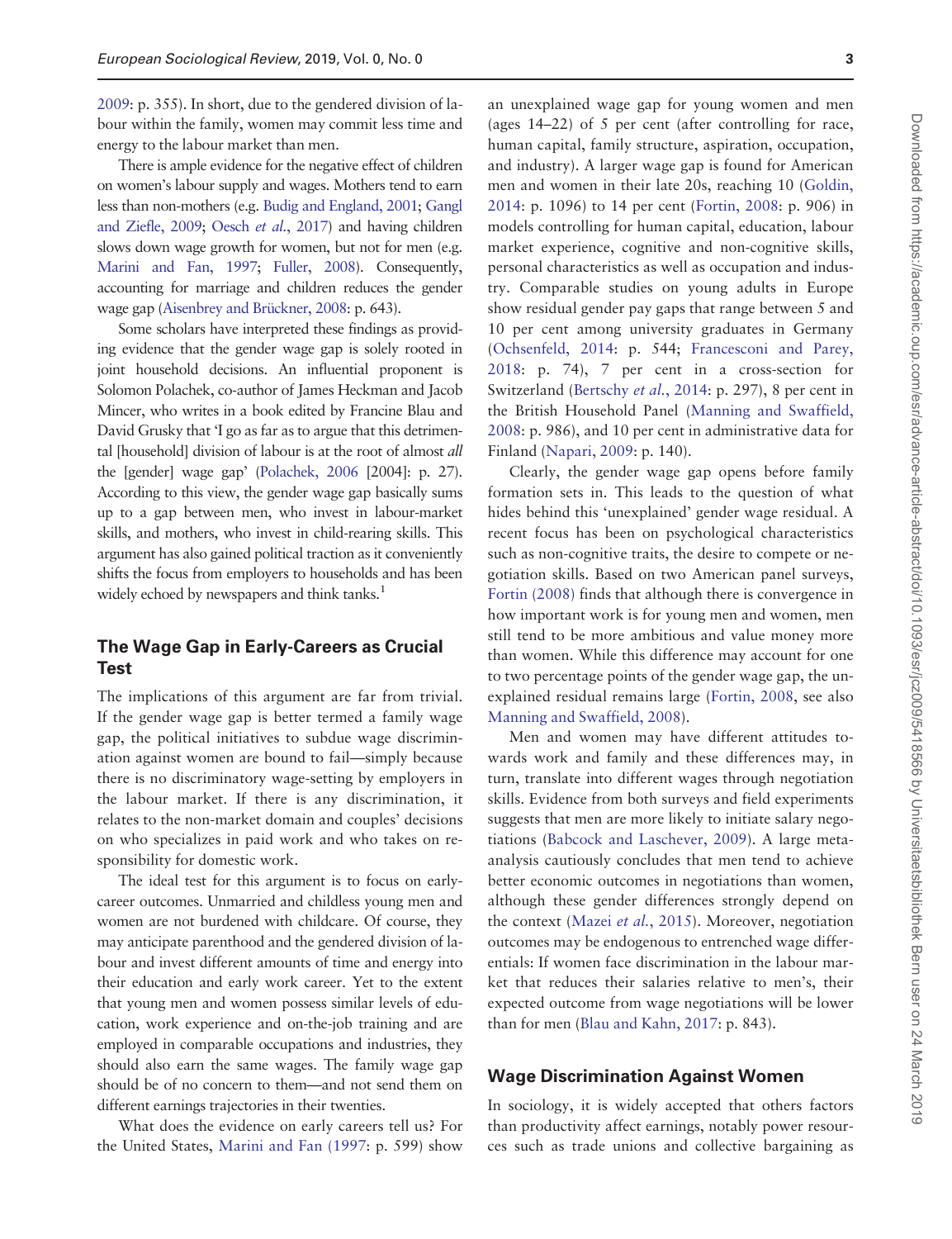2009: p. 355). In short, due to the gendered division of labour within the family, women may commit less time and energy to the labour market than men.

There is ample evidence for the negative effect of children on women's labour supply and wages. Mothers tend to earn less than non-mothers (e.g. Budig and England, 2001; Gangl and Ziefle, 2009; Oesch *et al.*, 2017) and having children slows down wage growth for women, but not for men (e.g. Marini and Fan, 1997; Fuller, 2008). Consequently, accounting for marriage and children reduces the gender wage gap (Aisenbrey and Brückner, 2008: p. 643).

Some scholars have interpreted these findings as providing evidence that the gender wage gap is solely rooted in joint household decisions. An influential proponent is Solomon Polachek, co-author of James Heckman and Jacob Mincer, who writes in a book edited by Francine Blau and David Grusky that 'I go as far as to argue that this detrimental [household] division of labour is at the root of almost *all* the [gender] wage gap' (Polachek, 2006 [2004]: p. 27). According to this view, the gender wage gap basically sums up to a gap between men, who invest in labour-market skills, and mothers, who invest in child-rearing skills. This argument has also gained political traction as it conveniently shifts the focus from employers to households and has been widely echoed by newspapers and think tanks.[1]

## The Wage Gap in Early-Careers as Crucial Test

The implications of this argument are far from trivial. If the gender wage gap is better termed a family wage gap, the political initiatives to subdue wage discrimination against women are bound to fail—simply because there is no discriminatory wage-setting by employers in the labour market. If there is any discrimination, it relates to the non-market domain and couples' decisions on who specializes in paid work and who takes on responsibility for domestic work.

The ideal test for this argument is to focus on early-career outcomes. Unmarried and childless young men and women are not burdened with childcare. Of course, they may anticipate parenthood and the gendered division of labour and invest different amounts of time and energy into their education and early work career. Yet to the extent that young men and women possess similar levels of education, work experience and on-the-job training and are employed in comparable occupations and industries, they should also earn the same wages. The family wage gap should be of no concern to them—and not send them on different earnings trajectories in their twenties.

What does the evidence on early careers tell us? For the United States, Marini and Fan (1997: p. 599) show an unexplained wage gap for young women and men (ages 14–22) of 5 per cent (after controlling for race, human capital, family structure, aspiration, occupation, and industry). A larger wage gap is found for American men and women in their late 20s, reaching 10 (Goldin, 2014: p. 1096) to 14 per cent (Fortin, 2008: p. 906) in models controlling for human capital, education, labour market experience, cognitive and non-cognitive skills, personal characteristics as well as occupation and industry. Comparable studies on young adults in Europe show residual gender pay gaps that range between 5 and 10 per cent among university graduates in Germany (Ochsenfeld, 2014: p. 544; Francesconi and Parey, 2018: p. 74), 7 per cent in a cross-section for Switzerland (Bertschy *et al.*, 2014: p. 297), 8 per cent in the British Household Panel (Manning and Swaffield, 2008: p. 986), and 10 per cent in administrative data for Finland (Napari, 2009: p. 140).

Clearly, the gender wage gap opens before family formation sets in. This leads to the question of what hides behind this 'unexplained' gender wage residual. A recent focus has been on psychological characteristics such as non-cognitive traits, the desire to compete or negotiation skills. Based on two American panel surveys, Fortin (2008) finds that although there is convergence in how important work is for young men and women, men still tend to be more ambitious and value money more than women. While this difference may account for one to two percentage points of the gender wage gap, the unexplained residual remains large (Fortin, 2008, see also Manning and Swaffield, 2008).

Men and women may have different attitudes towards work and family and these differences may, in turn, translate into different wages through negotiation skills. Evidence from both surveys and field experiments suggests that men are more likely to initiate salary negotiations (Babcock and Laschever, 2009). A large meta-analysis cautiously concludes that men tend to achieve better economic outcomes in negotiations than women, although these gender differences strongly depend on the context (Mazei *et al.*, 2015). Moreover, negotiation outcomes may be endogenous to entrenched wage differentials: If women face discrimination in the labour market that reduces their salaries relative to men's, their expected outcome from wage negotiations will be lower than for men (Blau and Kahn, 2017: p. 843).

## Wage Discrimination Against Women

In sociology, it is widely accepted that others factors than productivity affect earnings, notably power resources such as trade unions and collective bargaining as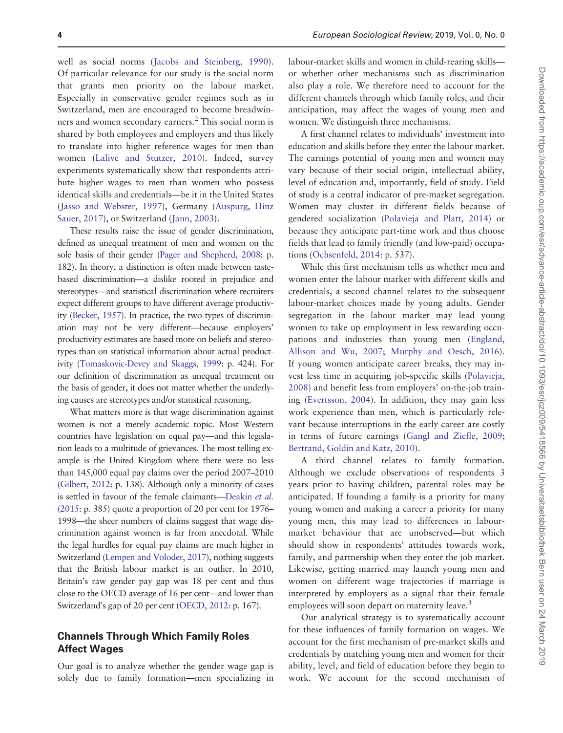well as social norms (Jacobs and Steinberg, 1990). Of particular relevance for our study is the social norm that grants men priority on the labour market. Especially in conservative gender regimes such as in Switzerland, men are encouraged to become breadwinners and women secondary earners.[2] This social norm is shared by both employees and employers and thus likely to translate into higher reference wages for men than women (Lalive and Stutzer, 2010). Indeed, survey experiments systematically show that respondents attribute higher wages to men than women who possess identical skills and credentials—be it in the United States (Jasso and Webster, 1997), Germany (Auspurg, Hinz Sauer, 2017), or Switzerland (Jann, 2003).

These results raise the issue of gender discrimination, defined as unequal treatment of men and women on the sole basis of their gender (Pager and Shepherd, 2008: p. 182). In theory, a distinction is often made between taste-based discrimination—a dislike rooted in prejudice and stereotypes—and statistical discrimination where recruiters expect different groups to have different average productivity (Becker, 1957). In practice, the two types of discrimination may not be very different—because employers' productivity estimates are based more on beliefs and stereotypes than on statistical information about actual productivity (Tomaskovic-Devey and Skaggs, 1999: p. 424). For our definition of discrimination as unequal treatment on the basis of gender, it does not matter whether the underlying causes are stereotypes and/or statistical reasoning.

What matters more is that wage discrimination against women is not a merely academic topic. Most Western countries have legislation on equal pay—and this legislation leads to a multitude of grievances. The most telling example is the United Kingdom where there were no less than 145,000 equal pay claims over the period 2007–2010 (Gilbert, 2012: p. 138). Although only a minority of cases is settled in favour of the female claimants—Deakin *et al.* (2015: p. 385) quote a proportion of 20 per cent for 1976–1998—the sheer numbers of claims suggest that wage discrimination against women is far from anecdotal. While the legal hurdles for equal pay claims are much higher in Switzerland (Lempen and Voloder, 2017), nothing suggests that the British labour market is an outlier. In 2010, Britain's raw gender pay gap was 18 per cent and thus close to the OECD average of 16 per cent—and lower than Switzerland's gap of 20 per cent (OECD, 2012: p. 167).

## Channels Through Which Family Roles Affect Wages

Our goal is to analyze whether the gender wage gap is solely due to family formation—men specializing in labour-market skills and women in child-rearing skills—or whether other mechanisms such as discrimination also play a role. We therefore need to account for the different channels through which family roles, and their anticipation, may affect the wages of young men and women. We distinguish three mechanisms.

A first channel relates to individuals' investment into education and skills before they enter the labour market. The earnings potential of young men and women may vary because of their social origin, intellectual ability, level of education and, importantly, field of study. Field of study is a central indicator of pre-market segregation. Women may cluster in different fields because of gendered socialization (Polavieja and Platt, 2014) or because they anticipate part-time work and thus choose fields that lead to family friendly (and low-paid) occupations (Ochsenfeld, 2014: p. 537).

While this first mechanism tells us whether men and women enter the labour market with different skills and credentials, a second channel relates to the subsequent labour-market choices made by young adults. Gender segregation in the labour market may lead young women to take up employment in less rewarding occupations and industries than young men (England, Allison and Wu, 2007; Murphy and Oesch, 2016). If young women anticipate career breaks, they may invest less time in acquiring job-specific skills (Polavieja, 2008) and benefit less from employers' on-the-job training (Evertsson, 2004). In addition, they may gain less work experience than men, which is particularly relevant because interruptions in the early career are costly in terms of future earnings (Gangl and Ziefle, 2009; Bertrand, Goldin and Katz, 2010).

A third channel relates to family formation. Although we exclude observations of respondents 3 years prior to having children, parental roles may be anticipated. If founding a family is a priority for many young women and making a career a priority for many young men, this may lead to differences in labour-market behaviour that are unobserved—but which should show in respondents' attitudes towards work, family, and partnership when they enter the job market. Likewise, getting married may launch young men and women on different wage trajectories if marriage is interpreted by employers as a signal that their female employees will soon depart on maternity leave.[3]

Our analytical strategy is to systematically account for these influences of family formation on wages. We account for the first mechanism of pre-market skills and credentials by matching young men and women for their ability, level, and field of education before they begin to work. We account for the second mechanism of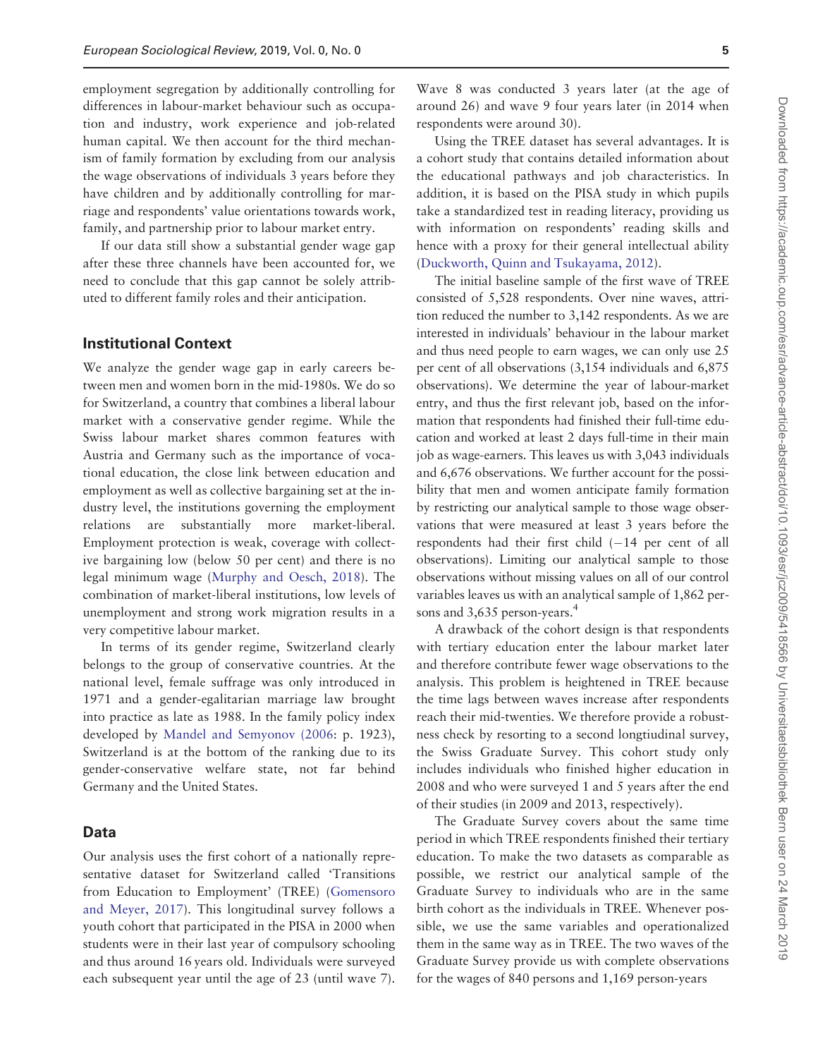employment segregation by additionally controlling for differences in labour-market behaviour such as occupation and industry, work experience and job-related human capital. We then account for the third mechanism of family formation by excluding from our analysis the wage observations of individuals 3 years before they have children and by additionally controlling for marriage and respondents' value orientations towards work, family, and partnership prior to labour market entry.

If our data still show a substantial gender wage gap after these three channels have been accounted for, we need to conclude that this gap cannot be solely attributed to different family roles and their anticipation.

## Institutional Context

We analyze the gender wage gap in early careers between men and women born in the mid-1980s. We do so for Switzerland, a country that combines a liberal labour market with a conservative gender regime. While the Swiss labour market shares common features with Austria and Germany such as the importance of vocational education, the close link between education and employment as well as collective bargaining set at the industry level, the institutions governing the employment relations are substantially more market-liberal. Employment protection is weak, coverage with collective bargaining low (below 50 per cent) and there is no legal minimum wage (Murphy and Oesch, 2018). The combination of market-liberal institutions, low levels of unemployment and strong work migration results in a very competitive labour market.

In terms of its gender regime, Switzerland clearly belongs to the group of conservative countries. At the national level, female suffrage was only introduced in 1971 and a gender-egalitarian marriage law brought into practice as late as 1988. In the family policy index developed by Mandel and Semyonov (2006: p. 1923), Switzerland is at the bottom of the ranking due to its gender-conservative welfare state, not far behind Germany and the United States.

## Data

Our analysis uses the first cohort of a nationally representative dataset for Switzerland called 'Transitions from Education to Employment' (TREE) (Gomensoro and Meyer, 2017). This longitudinal survey follows a youth cohort that participated in the PISA in 2000 when students were in their last year of compulsory schooling and thus around 16 years old. Individuals were surveyed each subsequent year until the age of 23 (until wave 7). Wave 8 was conducted 3 years later (at the age of around 26) and wave 9 four years later (in 2014 when respondents were around 30).

Using the TREE dataset has several advantages. It is a cohort study that contains detailed information about the educational pathways and job characteristics. In addition, it is based on the PISA study in which pupils take a standardized test in reading literacy, providing us with information on respondents' reading skills and hence with a proxy for their general intellectual ability (Duckworth, Quinn and Tsukayama, 2012).

The initial baseline sample of the first wave of TREE consisted of 5,528 respondents. Over nine waves, attrition reduced the number to 3,142 respondents. As we are interested in individuals' behaviour in the labour market and thus need people to earn wages, we can only use 25 per cent of all observations (3,154 individuals and 6,875 observations). We determine the year of labour-market entry, and thus the first relevant job, based on the information that respondents had finished their full-time education and worked at least 2 days full-time in their main job as wage-earners. This leaves us with 3,043 individuals and 6,676 observations. We further account for the possibility that men and women anticipate family formation by restricting our analytical sample to those wage observations that were measured at least 3 years before the respondents had their first child (−14 per cent of all observations). Limiting our analytical sample to those observations without missing values on all of our control variables leaves us with an analytical sample of 1,862 persons and 3,635 person-years.[4]

A drawback of the cohort design is that respondents with tertiary education enter the labour market later and therefore contribute fewer wage observations to the analysis. This problem is heightened in TREE because the time lags between waves increase after respondents reach their mid-twenties. We therefore provide a robustness check by resorting to a second longtiudinal survey, the Swiss Graduate Survey. This cohort study only includes individuals who finished higher education in 2008 and who were surveyed 1 and 5 years after the end of their studies (in 2009 and 2013, respectively).

The Graduate Survey covers about the same time period in which TREE respondents finished their tertiary education. To make the two datasets as comparable as possible, we restrict our analytical sample of the Graduate Survey to individuals who are in the same birth cohort as the individuals in TREE. Whenever possible, we use the same variables and operationalized them in the same way as in TREE. The two waves of the Graduate Survey provide us with complete observations for the wages of 840 persons and 1,169 person-years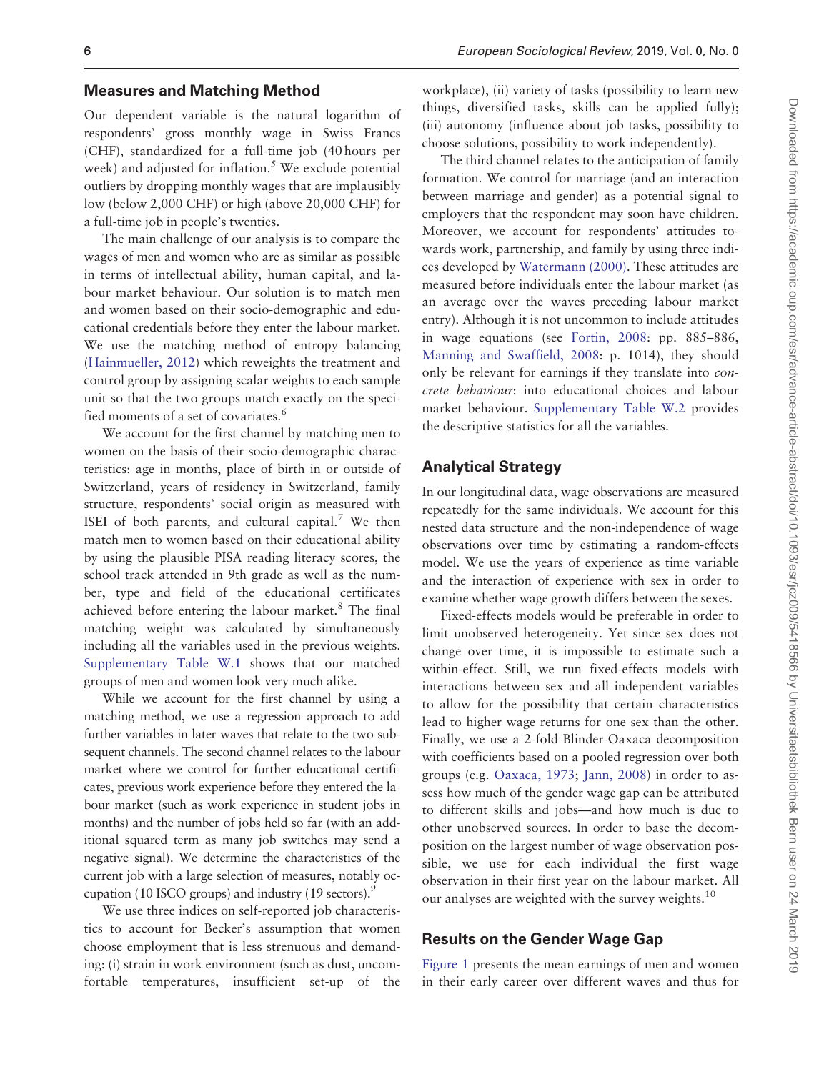## Measures and Matching Method

Our dependent variable is the natural logarithm of respondents' gross monthly wage in Swiss Francs (CHF), standardized for a full-time job (40 hours per week) and adjusted for inflation.[5] We exclude potential outliers by dropping monthly wages that are implausibly low (below 2,000 CHF) or high (above 20,000 CHF) for a full-time job in people's twenties.

The main challenge of our analysis is to compare the wages of men and women who are as similar as possible in terms of intellectual ability, human capital, and labour market behaviour. Our solution is to match men and women based on their socio-demographic and educational credentials before they enter the labour market. We use the matching method of entropy balancing (Hainmueller, 2012) which reweights the treatment and control group by assigning scalar weights to each sample unit so that the two groups match exactly on the specified moments of a set of covariates.[6]

We account for the first channel by matching men to women on the basis of their socio-demographic characteristics: age in months, place of birth in or outside of Switzerland, years of residency in Switzerland, family structure, respondents' social origin as measured with ISEI of both parents, and cultural capital.[7] We then match men to women based on their educational ability by using the plausible PISA reading literacy scores, the school track attended in 9th grade as well as the number, type and field of the educational certificates achieved before entering the labour market.[8] The final matching weight was calculated by simultaneously including all the variables used in the previous weights. Supplementary Table W.1 shows that our matched groups of men and women look very much alike.

While we account for the first channel by using a matching method, we use a regression approach to add further variables in later waves that relate to the two subsequent channels. The second channel relates to the labour market where we control for further educational certificates, previous work experience before they entered the labour market (such as work experience in student jobs in months) and the number of jobs held so far (with an additional squared term as many job switches may send a negative signal). We determine the characteristics of the current job with a large selection of measures, notably occupation (10 ISCO groups) and industry (19 sectors).[9]

We use three indices on self-reported job characteristics to account for Becker's assumption that women choose employment that is less strenuous and demanding: (i) strain in work environment (such as dust, uncomfortable temperatures, insufficient set-up of the workplace), (ii) variety of tasks (possibility to learn new things, diversified tasks, skills can be applied fully); (iii) autonomy (influence about job tasks, possibility to choose solutions, possibility to work independently).

The third channel relates to the anticipation of family formation. We control for marriage (and an interaction between marriage and gender) as a potential signal to employers that the respondent may soon have children. Moreover, we account for respondents' attitudes towards work, partnership, and family by using three indices developed by Watermann (2000). These attitudes are measured before individuals enter the labour market (as an average over the waves preceding labour market entry). Although it is not uncommon to include attitudes in wage equations (see Fortin, 2008: pp. 885–886, Manning and Swaffield, 2008: p. 1014), they should only be relevant for earnings if they translate into *concrete behaviour*: into educational choices and labour market behaviour. Supplementary Table W.2 provides the descriptive statistics for all the variables.

## Analytical Strategy

In our longitudinal data, wage observations are measured repeatedly for the same individuals. We account for this nested data structure and the non-independence of wage observations over time by estimating a random-effects model. We use the years of experience as time variable and the interaction of experience with sex in order to examine whether wage growth differs between the sexes.

Fixed-effects models would be preferable in order to limit unobserved heterogeneity. Yet since sex does not change over time, it is impossible to estimate such a within-effect. Still, we run fixed-effects models with interactions between sex and all independent variables to allow for the possibility that certain characteristics lead to higher wage returns for one sex than the other. Finally, we use a 2-fold Blinder-Oaxaca decomposition with coefficients based on a pooled regression over both groups (e.g. Oaxaca, 1973; Jann, 2008) in order to assess how much of the gender wage gap can be attributed to different skills and jobs—and how much is due to other unobserved sources. In order to base the decomposition on the largest number of wage observation possible, we use for each individual the first wage observation in their first year on the labour market. All our analyses are weighted with the survey weights.[10]

## Results on the Gender Wage Gap

Figure 1 presents the mean earnings of men and women in their early career over different waves and thus for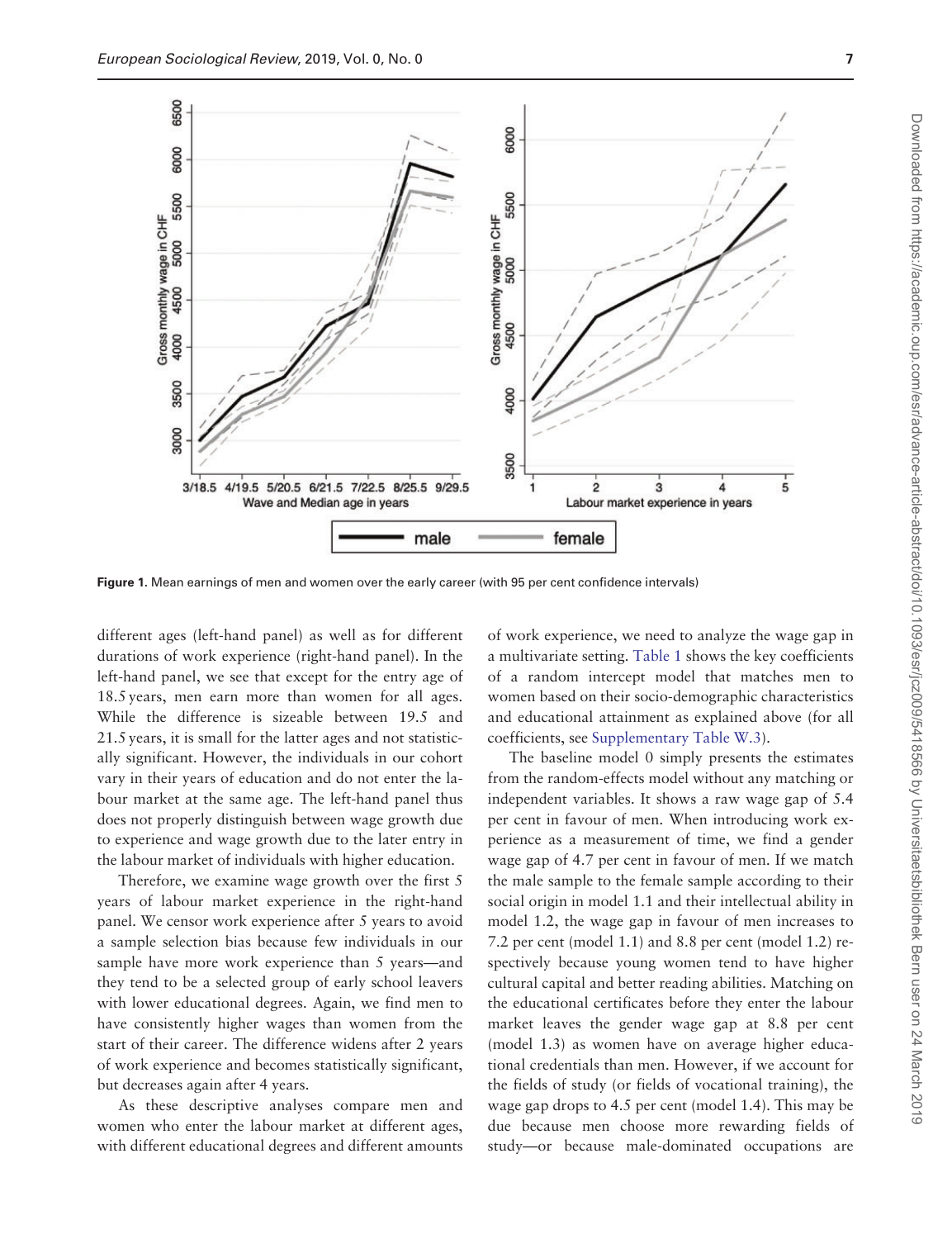Gross monthly wage in CHF

3000 3500 4000 4500 5000 5500 6000 6500

3/18.5 4/19.5 5/20.5 6/21.5 7/22.5 8/25.5 9/29.5

Wave and Median age in years

Gross monthly wage in CHF

3500 4000 4500 5000 5500 6000

1 2 3 4 5

Labour market experience in years

male female

**Figure 1.** Mean earnings of men and women over the early career (with 95 per cent confidence intervals)

different ages (left-hand panel) as well as for different durations of work experience (right-hand panel). In the left-hand panel, we see that except for the entry age of 18.5 years, men earn more than women for all ages. While the difference is sizeable between 19.5 and 21.5 years, it is small for the latter ages and not statistically significant. However, the individuals in our cohort vary in their years of education and do not enter the labour market at the same age. The left-hand panel thus does not properly distinguish between wage growth due to experience and wage growth due to the later entry in the labour market of individuals with higher education.

Therefore, we examine wage growth over the first 5 years of labour market experience in the right-hand panel. We censor work experience after 5 years to avoid a sample selection bias because few individuals in our sample have more work experience than 5 years—and they tend to be a selected group of early school leavers with lower educational degrees. Again, we find men to have consistently higher wages than women from the start of their career. The difference widens after 2 years of work experience and becomes statistically significant, but decreases again after 4 years.

As these descriptive analyses compare men and women who enter the labour market at different ages, with different educational degrees and different amounts of work experience, we need to analyze the wage gap in a multivariate setting. Table 1 shows the key coefficients of a random intercept model that matches men to women based on their socio-demographic characteristics and educational attainment as explained above (for all coefficients, see Supplementary Table W.3).

The baseline model 0 simply presents the estimates from the random-effects model without any matching or independent variables. It shows a raw wage gap of 5.4 per cent in favour of men. When introducing work experience as a measurement of time, we find a gender wage gap of 4.7 per cent in favour of men. If we match the male sample to the female sample according to their social origin in model 1.1 and their intellectual ability in model 1.2, the wage gap in favour of men increases to 7.2 per cent (model 1.1) and 8.8 per cent (model 1.2) respectively because young women tend to have higher cultural capital and better reading abilities. Matching on the educational certificates before they enter the labour market leaves the gender wage gap at 8.8 per cent (model 1.3) as women have on average higher educational credentials than men. However, if we account for the fields of study (or fields of vocational training), the wage gap drops to 4.5 per cent (model 1.4). This may be due because men choose more rewarding fields of study—or because male-dominated occupations are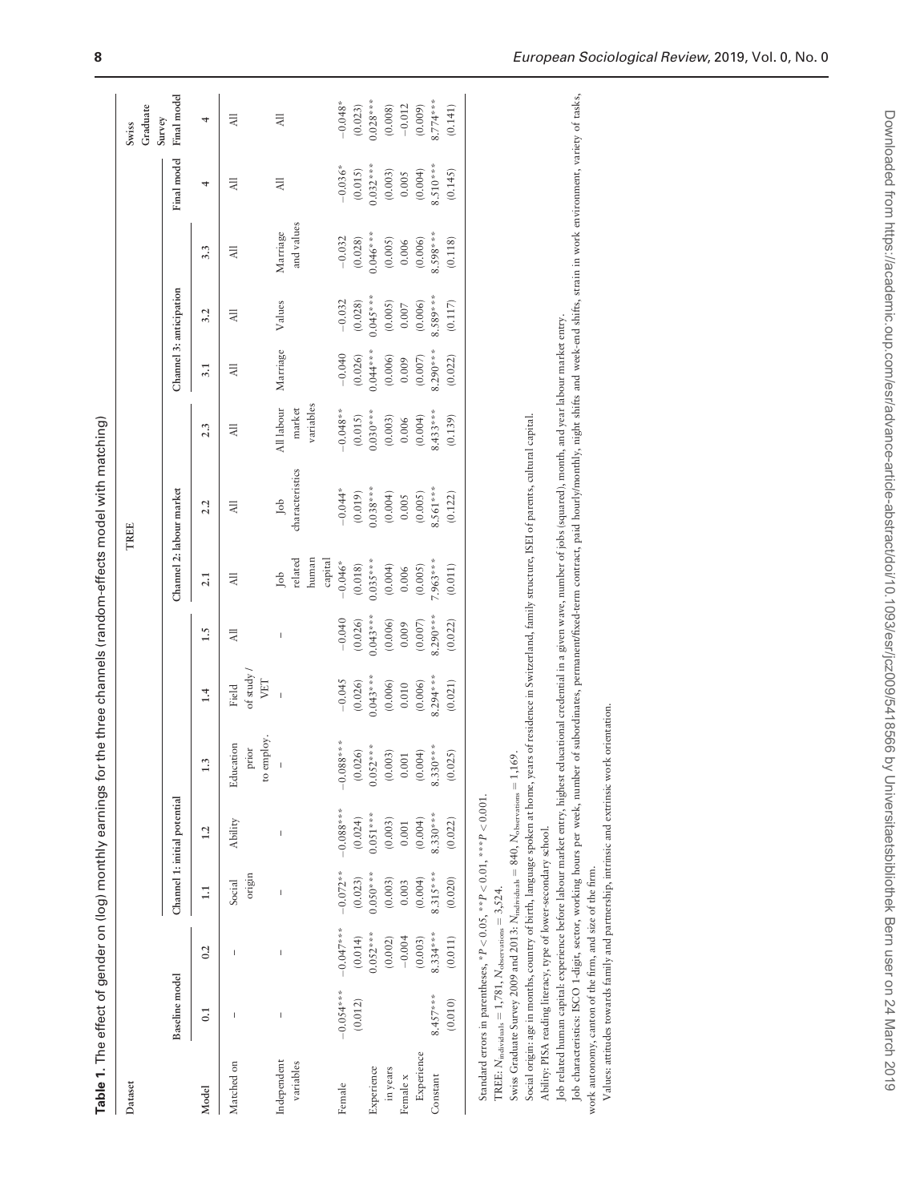**Table 1.** The effect of gender on (log) monthly earnings for the three channels (random-effects model with matching)

| Dataset | TREE | | | | | | | | | | | | | | Swiss Graduate Survey |
|---|---|---|---|---|---|---|---|---|---|---|---|---|---|---|---|
| | Baseline model | | Channel 1: initial potential | | | | | Channel 2: labour market | | | Channel 3: anticipation | | | Final model | Final model |
| Model | 0.1 | 0.2 | 1.1 | 1.2 | 1.3 | 1.4 | 1.5 | 2.1 | 2.2 | 2.3 | 3.1 | 3.2 | 3.3 | 4 | 4 |
| Matched on | – | – | Social origin | Ability | Education prior to employ. | Field of study / VET | All | All | All | All | All | All | All | All | All |
| Independent variables | – | – | – | – | – | – | – | Job related human capital | Job characteristics | All labour market variables | Marriage | Values | Marriage and values | All | All |
| Female | −0.054*** | −0.047*** | −0.072** | −0.088*** | −0.088*** | −0.045 | −0.040 | −0.046* | −0.044* | −0.048** | −0.040 | −0.032 | −0.032 | −0.036* | −0.048* |
| | (0.012) | (0.014) | (0.023) | (0.024) | (0.026) | (0.026) | (0.026) | (0.018) | (0.019) | (0.015) | (0.026) | (0.028) | (0.028) | (0.015) | (0.023) |
| Experience in years | | 0.052*** | 0.050*** | 0.051*** | 0.052*** | 0.043*** | 0.043*** | 0.035*** | 0.038*** | 0.030*** | 0.044*** | 0.045*** | 0.046*** | 0.032*** | 0.028*** |
| | | (0.002) | (0.003) | (0.003) | (0.003) | (0.006) | (0.006) | (0.004) | (0.004) | (0.003) | (0.006) | (0.005) | (0.005) | (0.003) | (0.008) |
| Female x Experience | | −0.004 | 0.003 | 0.001 | 0.001 | 0.010 | 0.009 | 0.006 | 0.005 | 0.006 | 0.009 | 0.007 | 0.006 | 0.005 | −0.012 |
| | | (0.003) | (0.004) | (0.004) | (0.004) | (0.006) | (0.007) | (0.005) | (0.005) | (0.004) | (0.007) | (0.006) | (0.006) | (0.004) | (0.009) |
| Constant | 8.457*** | 8.334*** | 8.315*** | 8.330*** | 8.330*** | 8.294*** | 8.290*** | 7.963*** | 8.561*** | 8.433*** | 8.290*** | 8.589*** | 8.598*** | 8.510*** | 8.774*** |
| | (0.010) | (0.011) | (0.020) | (0.022) | (0.025) | (0.021) | (0.022) | (0.011) | (0.122) | (0.139) | (0.022) | (0.117) | (0.118) | (0.145) | (0.141) |

Standard errors in parentheses, \*$P < 0.05$, \*\*$P < 0.01$, \*\*\*$P < 0.001$.

TREE: $N_{\text{individuals}} = 1,781$, $N_{\text{observations}} = 3,524$.

Swiss Graduate Survey 2009 and 2013: $N_{\text{individuals}} = 840$, $N_{\text{observations}} = 1,169$.

Social origin: age in months, country of birth, language spoken at home, years of residence in Switzerland, family structure, ISEI of parents, cultural capital.

Ability: PISA reading literacy, type of lower-secondary school.

Job related human capital: experience before labour market entry, highest educational credential in a given wave, number of jobs (squared), month, and year labour market entry.

Job characteristics: ISCO 1-digit, sector, working hours per week, number of subordinates, permanent/fixed-term contract, paid hourly/monthly, night shifts and week-end shifts, strain in work environment, variety of tasks, work autonomy, canton of the firm, and size of the firm.

Values: attitudes towards family and partnership, intrinsic and extrinsic work orientation.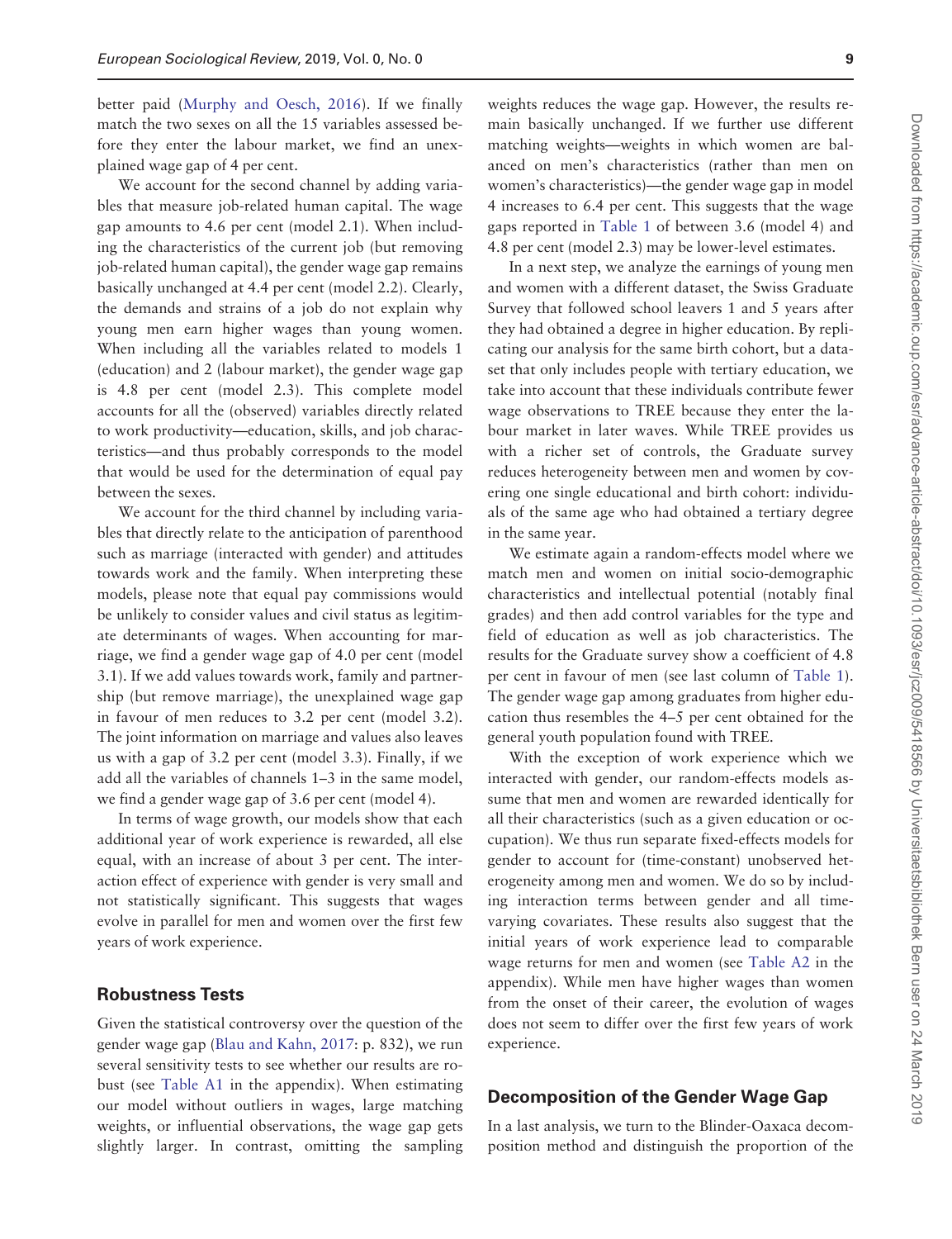better paid (Murphy and Oesch, 2016). If we finally match the two sexes on all the 15 variables assessed before they enter the labour market, we find an unexplained wage gap of 4 per cent.

We account for the second channel by adding variables that measure job-related human capital. The wage gap amounts to 4.6 per cent (model 2.1). When including the characteristics of the current job (but removing job-related human capital), the gender wage gap remains basically unchanged at 4.4 per cent (model 2.2). Clearly, the demands and strains of a job do not explain why young men earn higher wages than young women. When including all the variables related to models 1 (education) and 2 (labour market), the gender wage gap is 4.8 per cent (model 2.3). This complete model accounts for all the (observed) variables directly related to work productivity—education, skills, and job characteristics—and thus probably corresponds to the model that would be used for the determination of equal pay between the sexes.

We account for the third channel by including variables that directly relate to the anticipation of parenthood such as marriage (interacted with gender) and attitudes towards work and the family. When interpreting these models, please note that equal pay commissions would be unlikely to consider values and civil status as legitimate determinants of wages. When accounting for marriage, we find a gender wage gap of 4.0 per cent (model 3.1). If we add values towards work, family and partnership (but remove marriage), the unexplained wage gap in favour of men reduces to 3.2 per cent (model 3.2). The joint information on marriage and values also leaves us with a gap of 3.2 per cent (model 3.3). Finally, if we add all the variables of channels 1–3 in the same model, we find a gender wage gap of 3.6 per cent (model 4).

In terms of wage growth, our models show that each additional year of work experience is rewarded, all else equal, with an increase of about 3 per cent. The interaction effect of experience with gender is very small and not statistically significant. This suggests that wages evolve in parallel for men and women over the first few years of work experience.

## Robustness Tests

Given the statistical controversy over the question of the gender wage gap (Blau and Kahn, 2017: p. 832), we run several sensitivity tests to see whether our results are robust (see Table A1 in the appendix). When estimating our model without outliers in wages, large matching weights, or influential observations, the wage gap gets slightly larger. In contrast, omitting the sampling weights reduces the wage gap. However, the results remain basically unchanged. If we further use different matching weights—weights in which women are balanced on men's characteristics (rather than men on women's characteristics)—the gender wage gap in model 4 increases to 6.4 per cent. This suggests that the wage gaps reported in Table 1 of between 3.6 (model 4) and 4.8 per cent (model 2.3) may be lower-level estimates.

In a next step, we analyze the earnings of young men and women with a different dataset, the Swiss Graduate Survey that followed school leavers 1 and 5 years after they had obtained a degree in higher education. By replicating our analysis for the same birth cohort, but a dataset that only includes people with tertiary education, we take into account that these individuals contribute fewer wage observations to TREE because they enter the labour market in later waves. While TREE provides us with a richer set of controls, the Graduate survey reduces heterogeneity between men and women by covering one single educational and birth cohort: individuals of the same age who had obtained a tertiary degree in the same year.

We estimate again a random-effects model where we match men and women on initial socio-demographic characteristics and intellectual potential (notably final grades) and then add control variables for the type and field of education as well as job characteristics. The results for the Graduate survey show a coefficient of 4.8 per cent in favour of men (see last column of Table 1). The gender wage gap among graduates from higher education thus resembles the 4–5 per cent obtained for the general youth population found with TREE.

With the exception of work experience which we interacted with gender, our random-effects models assume that men and women are rewarded identically for all their characteristics (such as a given education or occupation). We thus run separate fixed-effects models for gender to account for (time-constant) unobserved heterogeneity among men and women. We do so by including interaction terms between gender and all time-varying covariates. These results also suggest that the initial years of work experience lead to comparable wage returns for men and women (see Table A2 in the appendix). While men have higher wages than women from the onset of their career, the evolution of wages does not seem to differ over the first few years of work experience.

## Decomposition of the Gender Wage Gap

In a last analysis, we turn to the Blinder-Oaxaca decomposition method and distinguish the proportion of the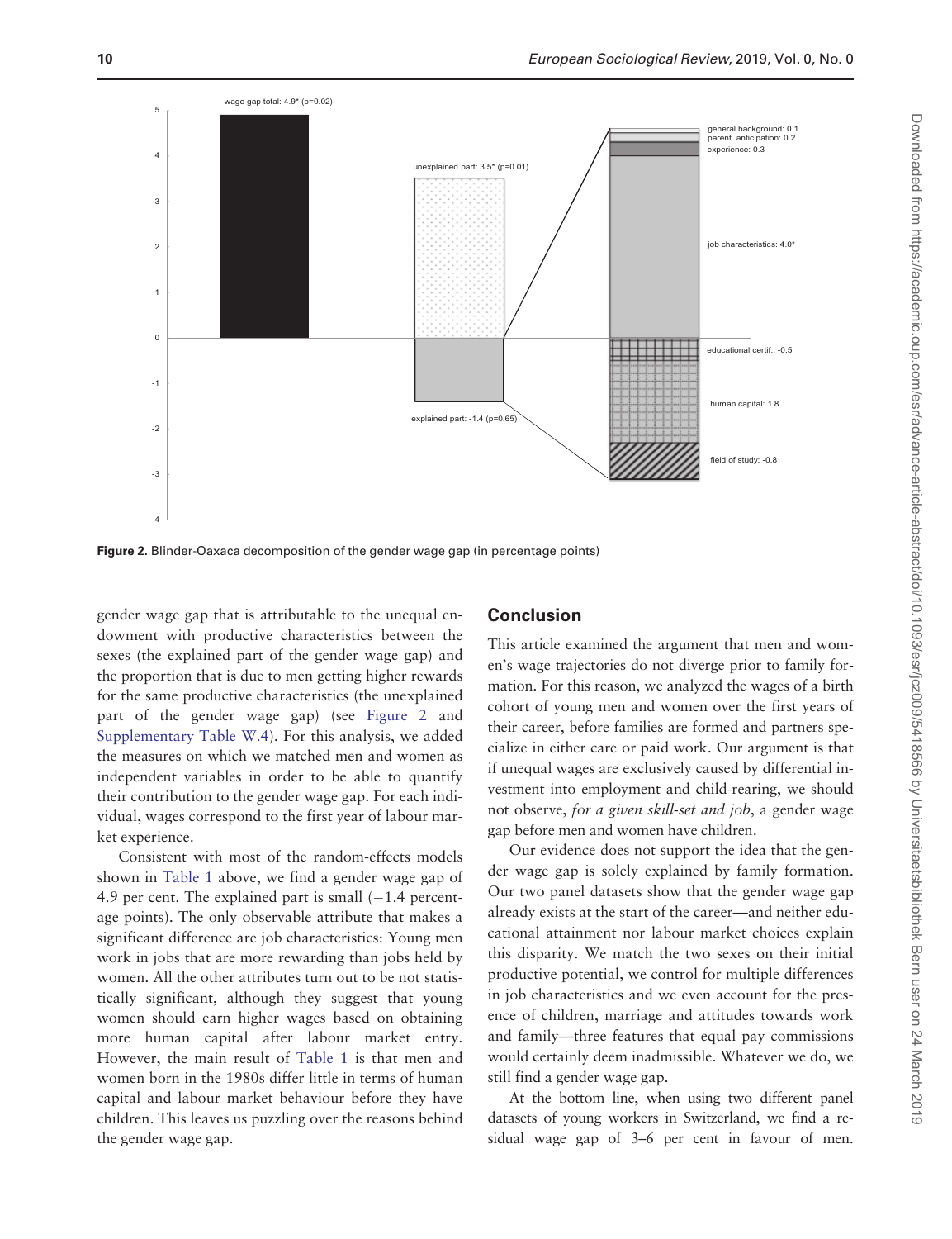wage gap total: 4.9* (p=0.02)

unexplained part: 3.5* (p=0.01)

explained part: -1.4 (p=0.65)

general background: 0.1
parent. anticipation: 0.2
experience: 0.3

job characteristics: 4.0*

educational certif.: -0.5

human capital: 1.8

field of study: -0.8

5
4
3
2
1
0
-1
-2
-3
-4

**Figure 2.** Blinder-Oaxaca decomposition of the gender wage gap (in percentage points)

gender wage gap that is attributable to the unequal endowment with productive characteristics between the sexes (the explained part of the gender wage gap) and the proportion that is due to men getting higher rewards for the same productive characteristics (the unexplained part of the gender wage gap) (see Figure 2 and Supplementary Table W.4). For this analysis, we added the measures on which we matched men and women as independent variables in order to be able to quantify their contribution to the gender wage gap. For each individual, wages correspond to the first year of labour market experience.

Consistent with most of the random-effects models shown in Table 1 above, we find a gender wage gap of 4.9 per cent. The explained part is small (−1.4 percentage points). The only observable attribute that makes a significant difference are job characteristics: Young men work in jobs that are more rewarding than jobs held by women. All the other attributes turn out to be not statistically significant, although they suggest that young women should earn higher wages based on obtaining more human capital after labour market entry. However, the main result of Table 1 is that men and women born in the 1980s differ little in terms of human capital and labour market behaviour before they have children. This leaves us puzzling over the reasons behind the gender wage gap.

## Conclusion

This article examined the argument that men and women's wage trajectories do not diverge prior to family formation. For this reason, we analyzed the wages of a birth cohort of young men and women over the first years of their career, before families are formed and partners specialize in either care or paid work. Our argument is that if unequal wages are exclusively caused by differential investment into employment and child-rearing, we should not observe, *for a given skill-set and job*, a gender wage gap before men and women have children.

Our evidence does not support the idea that the gender wage gap is solely explained by family formation. Our two panel datasets show that the gender wage gap already exists at the start of the career—and neither educational attainment nor labour market choices explain this disparity. We match the two sexes on their initial productive potential, we control for multiple differences in job characteristics and we even account for the presence of children, marriage and attitudes towards work and family—three features that equal pay commissions would certainly deem inadmissible. Whatever we do, we still find a gender wage gap.

At the bottom line, when using two different panel datasets of young workers in Switzerland, we find a residual wage gap of 3–6 per cent in favour of men.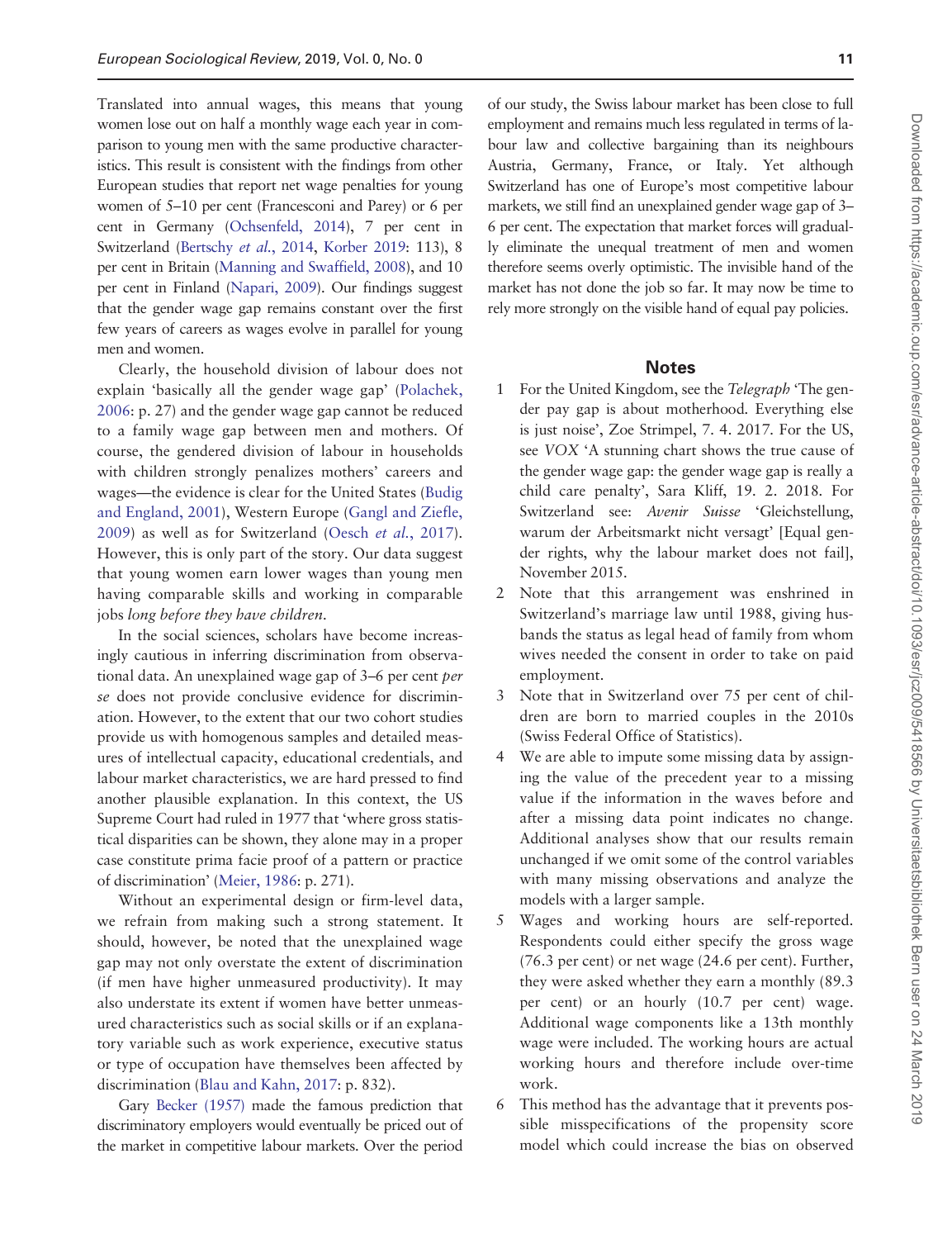Translated into annual wages, this means that young women lose out on half a monthly wage each year in comparison to young men with the same productive characteristics. This result is consistent with the findings from other European studies that report net wage penalties for young women of 5–10 per cent (Francesconi and Parey) or 6 per cent in Germany (Ochsenfeld, 2014), 7 per cent in Switzerland (Bertschy *et al.*, 2014, Korber 2019: 113), 8 per cent in Britain (Manning and Swaffield, 2008), and 10 per cent in Finland (Napari, 2009). Our findings suggest that the gender wage gap remains constant over the first few years of careers as wages evolve in parallel for young men and women.

Clearly, the household division of labour does not explain 'basically all the gender wage gap' (Polachek, 2006: p. 27) and the gender wage gap cannot be reduced to a family wage gap between men and mothers. Of course, the gendered division of labour in households with children strongly penalizes mothers' careers and wages—the evidence is clear for the United States (Budig and England, 2001), Western Europe (Gangl and Ziefle, 2009) as well as for Switzerland (Oesch *et al.*, 2017). However, this is only part of the story. Our data suggest that young women earn lower wages than young men having comparable skills and working in comparable jobs *long before they have children*.

In the social sciences, scholars have become increasingly cautious in inferring discrimination from observational data. An unexplained wage gap of 3–6 per cent *per se* does not provide conclusive evidence for discrimination. However, to the extent that our two cohort studies provide us with homogenous samples and detailed measures of intellectual capacity, educational credentials, and labour market characteristics, we are hard pressed to find another plausible explanation. In this context, the US Supreme Court had ruled in 1977 that 'where gross statistical disparities can be shown, they alone may in a proper case constitute prima facie proof of a pattern or practice of discrimination' (Meier, 1986: p. 271).

Without an experimental design or firm-level data, we refrain from making such a strong statement. It should, however, be noted that the unexplained wage gap may not only overstate the extent of discrimination (if men have higher unmeasured productivity). It may also understate its extent if women have better unmeasured characteristics such as social skills or if an explanatory variable such as work experience, executive status or type of occupation have themselves been affected by discrimination (Blau and Kahn, 2017: p. 832).

Gary Becker (1957) made the famous prediction that discriminatory employers would eventually be priced out of the market in competitive labour markets. Over the period of our study, the Swiss labour market has been close to full employment and remains much less regulated in terms of labour law and collective bargaining than its neighbours Austria, Germany, France, or Italy. Yet although Switzerland has one of Europe's most competitive labour markets, we still find an unexplained gender wage gap of 3–6 per cent. The expectation that market forces will gradually eliminate the unequal treatment of men and women therefore seems overly optimistic. The invisible hand of the market has not done the job so far. It may now be time to rely more strongly on the visible hand of equal pay policies.

## Notes

1. For the United Kingdom, see the *Telegraph* 'The gender pay gap is about motherhood. Everything else is just noise', Zoe Strimpel, 7. 4. 2017. For the US, see *VOX* 'A stunning chart shows the true cause of the gender wage gap: the gender wage gap is really a child care penalty', Sara Kliff, 19. 2. 2018. For Switzerland see: *Avenir Suisse* 'Gleichstellung, warum der Arbeitsmarkt nicht versagt' [Equal gender rights, why the labour market does not fail], November 2015.
2. Note that this arrangement was enshrined in Switzerland's marriage law until 1988, giving husbands the status as legal head of family from whom wives needed the consent in order to take on paid employment.
3. Note that in Switzerland over 75 per cent of children are born to married couples in the 2010s (Swiss Federal Office of Statistics).
4. We are able to impute some missing data by assigning the value of the precedent year to a missing value if the information in the waves before and after a missing data point indicates no change. Additional analyses show that our results remain unchanged if we omit some of the control variables with many missing observations and analyze the models with a larger sample.
5. Wages and working hours are self-reported. Respondents could either specify the gross wage (76.3 per cent) or net wage (24.6 per cent). Further, they were asked whether they earn a monthly (89.3 per cent) or an hourly (10.7 per cent) wage. Additional wage components like a 13th monthly wage were included. The working hours are actual working hours and therefore include over-time work.
6. This method has the advantage that it prevents possible misspecifications of the propensity score model which could increase the bias on observed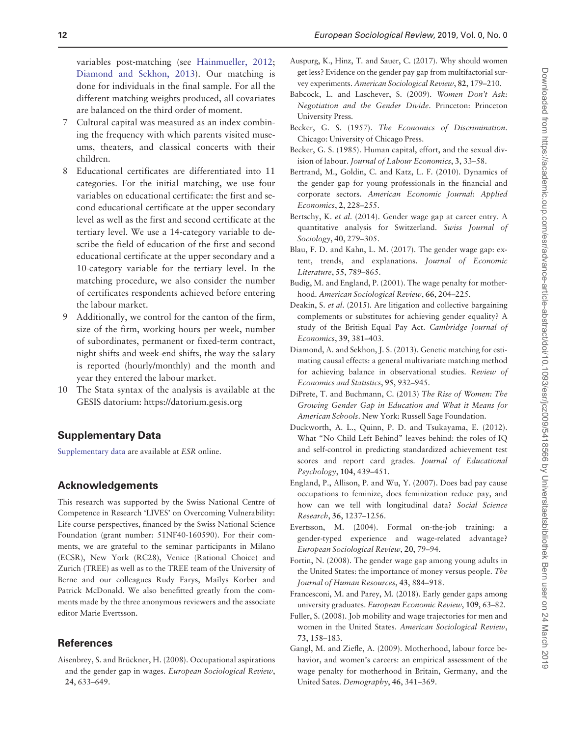variables post-matching (see Hainmueller, 2012; Diamond and Sekhon, 2013). Our matching is done for individuals in the final sample. For all the different matching weights produced, all covariates are balanced on the third order of moment.

7. Cultural capital was measured as an index combining the frequency with which parents visited museums, theaters, and classical concerts with their children.
8. Educational certificates are differentiated into 11 categories. For the initial matching, we use four variables on educational certificate: the first and second educational certificate at the upper secondary level as well as the first and second certificate at the tertiary level. We use a 14-category variable to describe the field of education of the first and second educational certificate at the upper secondary and a 10-category variable for the tertiary level. In the matching procedure, we also consider the number of certificates respondents achieved before entering the labour market.
9. Additionally, we control for the canton of the firm, size of the firm, working hours per week, number of subordinates, permanent or fixed-term contract, night shifts and week-end shifts, the way the salary is reported (hourly/monthly) and the month and year they entered the labour market.
10. The Stata syntax of the analysis is available at the GESIS datorium: https://datorium.gesis.org

## Supplementary Data

Supplementary data are available at *ESR* online.

## Acknowledgements

This research was supported by the Swiss National Centre of Competence in Research 'LIVES' on Overcoming Vulnerability: Life course perspectives, financed by the Swiss National Science Foundation (grant number: 51NF40-160590). For their comments, we are grateful to the seminar participants in Milano (ECSR), New York (RC28), Venice (Rational Choice) and Zurich (TREE) as well as to the TREE team of the University of Berne and our colleagues Rudy Farys, Maïlys Korber and Patrick McDonald. We also benefitted greatly from the comments made by the three anonymous reviewers and the associate editor Marie Evertsson.

## References

Aisenbrey, S. and Brückner, H. (2008). Occupational aspirations and the gender gap in wages. *European Sociological Review*, **24**, 633–649.

Auspurg, K., Hinz, T. and Sauer, C. (2017). Why should women get less? Evidence on the gender pay gap from multifactorial survey experiments. *American Sociological Review*, **82**, 179–210.

Babcock, L. and Laschever, S. (2009). *Women Don't Ask: Negotiation and the Gender Divide*. Princeton: Princeton University Press.

Becker, G. S. (1957). *The Economics of Discrimination*. Chicago: University of Chicago Press.

Becker, G. S. (1985). Human capital, effort, and the sexual division of labour. *Journal of Labour Economics*, **3**, 33–58.

Bertrand, M., Goldin, C. and Katz, L. F. (2010). Dynamics of the gender gap for young professionals in the financial and corporate sectors. *American Economic Journal: Applied Economics*, **2**, 228–255.

Bertschy, K. *et al.* (2014). Gender wage gap at career entry. A quantitative analysis for Switzerland. *Swiss Journal of Sociology*, **40**, 279–305.

Blau, F. D. and Kahn, L. M. (2017). The gender wage gap: extent, trends, and explanations. *Journal of Economic Literature*, **55**, 789–865.

Budig, M. and England, P. (2001). The wage penalty for motherhood. *American Sociological Review*, **66**, 204–225.

Deakin, S. *et al.* (2015). Are litigation and collective bargaining complements or substitutes for achieving gender equality? A study of the British Equal Pay Act. *Cambridge Journal of Economics*, **39**, 381–403.

Diamond, A. and Sekhon, J. S. (2013). Genetic matching for estimating causal effects: a general multivariate matching method for achieving balance in observational studies. *Review of Economics and Statistics*, **95**, 932–945.

DiPrete, T. and Buchmann, C. (2013) *The Rise of Women: The Growing Gender Gap in Education and What it Means for American Schools*. New York: Russell Sage Foundation.

Duckworth, A. L., Quinn, P. D. and Tsukayama, E. (2012). What "No Child Left Behind" leaves behind: the roles of IQ and self-control in predicting standardized achievement test scores and report card grades. *Journal of Educational Psychology*, **104**, 439–451.

England, P., Allison, P. and Wu, Y. (2007). Does bad pay cause occupations to feminize, does feminization reduce pay, and how can we tell with longitudinal data? *Social Science Research*, **36**, 1237–1256.

Evertsson, M. (2004). Formal on-the-job training: a gender-typed experience and wage-related advantage? *European Sociological Review*, **20**, 79–94.

Fortin, N. (2008). The gender wage gap among young adults in the United States: the importance of money versus people. *The Journal of Human Resources*, **43**, 884–918.

Francesconi, M. and Parey, M. (2018). Early gender gaps among university graduates. *European Economic Review*, **109**, 63–82.

Fuller, S. (2008). Job mobility and wage trajectories for men and women in the United States. *American Sociological Review*, **73**, 158–183.

Gangl, M. and Ziefle, A. (2009). Motherhood, labour force behavior, and women's careers: an empirical assessment of the wage penalty for motherhood in Britain, Germany, and the United Sates. *Demography*, **46**, 341–369.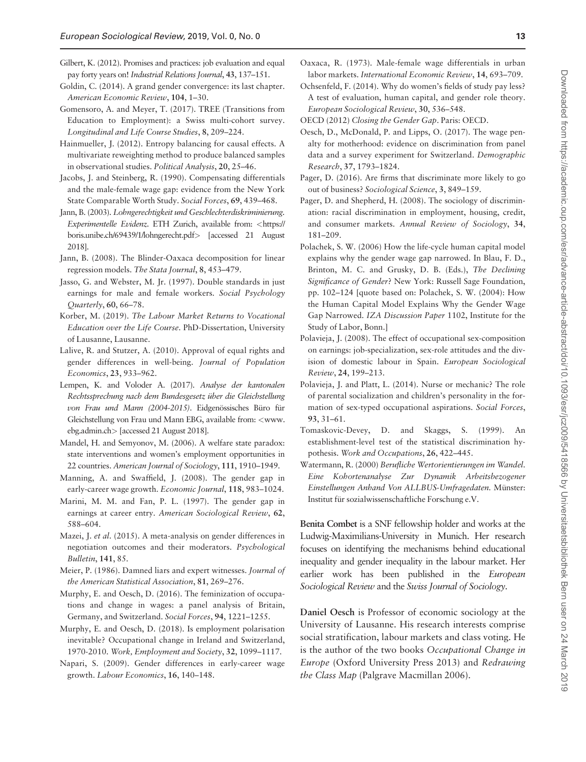Gilbert, K. (2012). Promises and practices: job evaluation and equal pay forty years on! *Industrial Relations Journal*, **43**, 137–151.

Goldin, C. (2014). A grand gender convergence: its last chapter. *American Economic Review*, **104**, 1–30.

Gomensoro, A. and Meyer, T. (2017). TREE (Transitions from Education to Employment): a Swiss multi-cohort survey. *Longitudinal and Life Course Studies*, **8**, 209–224.

Hainmueller, J. (2012). Entropy balancing for causal effects. A multivariate reweighting method to produce balanced samples in observational studies. *Political Analysis*, **20**, 25–46.

Jacobs, J. and Steinberg, R. (1990). Compensating differentials and the male-female wage gap: evidence from the New York State Comparable Worth Study. *Social Forces*, **69**, 439–468.

Jann, B. (2003). *Lohngerechtigkeit und Geschlechterdiskriminierung. Experimentelle Evidenz*. ETH Zurich, available from: <https://boris.unibe.ch/69439/1/lohngerecht.pdf> [accessed 21 August 2018].

Jann, B. (2008). The Blinder-Oaxaca decomposition for linear regression models. *The Stata Journal*, **8**, 453–479.

Jasso, G. and Webster, M. Jr. (1997). Double standards in just earnings for male and female workers. *Social Psychology Quarterly*, **60**, 66–78.

Korber, M. (2019). *The Labour Market Returns to Vocational Education over the Life Course*. PhD-Dissertation, University of Lausanne, Lausanne.

Lalive, R. and Stutzer, A. (2010). Approval of equal rights and gender differences in well-being. *Journal of Population Economics*, **23**, 933–962.

Lempen, K. and Voloder A. (2017). *Analyse der kantonalen Rechtssprechung nach dem Bundesgesetz über die Gleichstellung von Frau und Mann (2004-2015)*. Eidgenössisches Büro für Gleichstellung von Frau und Mann EBG, available from: <www.ebg.admin.ch> [accessed 21 August 2018].

Mandel, H. and Semyonov, M. (2006). A welfare state paradox: state interventions and women's employment opportunities in 22 countries. *American Journal of Sociology*, **111**, 1910–1949.

Manning, A. and Swaffield, J. (2008). The gender gap in early-career wage growth. *Economic Journal*, **118**, 983–1024.

Marini, M. M. and Fan, P. L. (1997). The gender gap in earnings at career entry. *American Sociological Review*, **62**, 588–604.

Mazei, J. *et al*. (2015). A meta-analysis on gender differences in negotiation outcomes and their moderators. *Psychological Bulletin*, **141**, 85.

Meier, P. (1986). Damned liars and expert witnesses. *Journal of the American Statistical Association*, **81**, 269–276.

Murphy, E. and Oesch, D. (2016). The feminization of occupations and change in wages: a panel analysis of Britain, Germany, and Switzerland. *Social Forces*, **94**, 1221–1255.

Murphy, E. and Oesch, D. (2018). Is employment polarisation inevitable? Occupational change in Ireland and Switzerland, 1970-2010. *Work, Employment and Society*, **32**, 1099–1117.

Napari, S. (2009). Gender differences in early-career wage growth. *Labour Economics*, **16**, 140–148.

Oaxaca, R. (1973). Male-female wage differentials in urban labor markets. *International Economic Review*, **14**, 693–709.

Ochsenfeld, F. (2014). Why do women's fields of study pay less? A test of evaluation, human capital, and gender role theory. *European Sociological Review*, **30**, 536–548.

OECD (2012) *Closing the Gender Gap*. Paris: OECD.

Oesch, D., McDonald, P. and Lipps, O. (2017). The wage penalty for motherhood: evidence on discrimination from panel data and a survey experiment for Switzerland. *Demographic Research*, **37**, 1793–1824.

Pager, D. (2016). Are firms that discriminate more likely to go out of business? *Sociological Science*, **3**, 849–159.

Pager, D. and Shepherd, H. (2008). The sociology of discrimination: racial discrimination in employment, housing, credit, and consumer markets. *Annual Review of Sociology*, **34**, 181–209.

Polachek, S. W. (2006) How the life-cycle human capital model explains why the gender wage gap narrowed. In Blau, F. D., Brinton, M. C. and Grusky, D. B. (Eds.), *The Declining Significance of Gender*? New York: Russell Sage Foundation, pp. 102–124 [quote based on: Polachek, S. W. (2004): How the Human Capital Model Explains Why the Gender Wage Gap Narrowed. *IZA Discussion Paper* 1102, Institute for the Study of Labor, Bonn.]

Polavieja, J. (2008). The effect of occupational sex-composition on earnings: job-specialization, sex-role attitudes and the division of domestic labour in Spain. *European Sociological Review*, **24**, 199–213.

Polavieja, J. and Platt, L. (2014). Nurse or mechanic? The role of parental socialization and children's personality in the formation of sex-typed occupational aspirations. *Social Forces*, **93**, 31–61.

Tomaskovic-Devey, D. and Skaggs, S. (1999). An establishment-level test of the statistical discrimination hypothesis. *Work and Occupations*, **26**, 422–445.

Watermann, R. (2000) *Berufliche Wertorientierungen im Wandel. Eine Kohortenanalyse Zur Dynamik Arbeitsbezogener Einstellungen Anhand Von ALLBUS-Umfragedaten*. Münster: Institut für sozialwissenschaftliche Forschung e.V.

**Benita Combet** is a SNF fellowship holder and works at the Ludwig-Maximilians-University in Munich. Her research focuses on identifying the mechanisms behind educational inequality and gender inequality in the labour market. Her earlier work has been published in the *European Sociological Review* and the *Swiss Journal of Sociology*.

**Daniel Oesch** is Professor of economic sociology at the University of Lausanne. His research interests comprise social stratification, labour markets and class voting. He is the author of the two books *Occupational Change in Europe* (Oxford University Press 2013) and *Redrawing the Class Map* (Palgrave Macmillan 2006).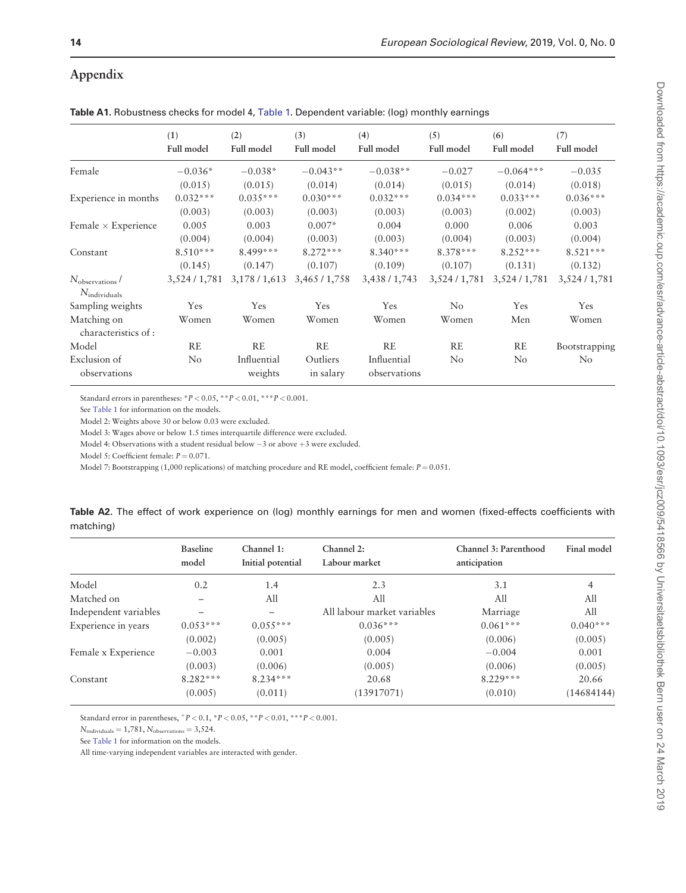## Appendix

**Table A1.** Robustness checks for model 4, Table 1. Dependent variable: (log) monthly earnings

| | (1) Full model | (2) Full model | (3) Full model | (4) Full model | (5) Full model | (6) Full model | (7) Full model |
|---|---|---|---|---|---|---|---|
| Female | −0.036* | −0.038* | −0.043** | −0.038** | −0.027 | −0.064*** | −0.035 |
| | (0.015) | (0.015) | (0.014) | (0.014) | (0.015) | (0.014) | (0.018) |
| Experience in months | 0.032*** | 0.035*** | 0.030*** | 0.032*** | 0.034*** | 0.033*** | 0.036*** |
| | (0.003) | (0.003) | (0.003) | (0.003) | (0.003) | (0.002) | (0.003) |
| Female × Experience | 0.005 | 0.003 | 0.007* | 0.004 | 0.000 | 0.006 | 0.003 |
| | (0.004) | (0.004) | (0.003) | (0.003) | (0.004) | (0.003) | (0.004) |
| Constant | 8.510*** | 8.499*** | 8.272*** | 8.340*** | 8.378*** | 8.252*** | 8.521*** |
| | (0.145) | (0.147) | (0.107) | (0.109) | (0.107) | (0.131) | (0.132) |
| $N_{\text{observations}}$ / $N_{\text{individuals}}$ | 3,524 / 1,781 | 3,178 / 1,613 | 3,465 / 1,758 | 3,438 / 1,743 | 3,524 / 1,781 | 3,524 / 1,781 | 3,524 / 1,781 |
| Sampling weights | Yes | Yes | Yes | Yes | No | Yes | Yes |
| Matching on characteristics of : | Women | Women | Women | Women | Women | Men | Women |
| Model | RE | RE | RE | RE | RE | RE | Bootstrapping |
| Exclusion of observations | No | Influential weights | Outliers in salary | Influential observations | No | No | No |

Standard errors in parentheses: $*P < 0.05$, $**P < 0.01$, $***P < 0.001$.

See Table 1 for information on the models.

Model 2: Weights above 30 or below 0.03 were excluded.

Model 3: Wages above or below 1.5 times interquartile difference were excluded.

Model 4: Observations with a student residual below −3 or above +3 were excluded.

Model 5: Coefficient female: $P = 0.071$.

Model 7: Bootstrapping (1,000 replications) of matching procedure and RE model, coefficient female: $P = 0.051$.

**Table A2.** The effect of work experience on (log) monthly earnings for men and women (fixed-effects coefficients with matching)

| | Baseline model | Channel 1: Initial potential | Channel 2: Labour market | Channel 3: Parenthood anticipation | Final model |
|---|---|---|---|---|---|
| Model | 0.2 | 1.4 | 2.3 | 3.1 | 4 |
| Matched on | – | All | All | All | All |
| Independent variables | – | – | All labour market variables | Marriage | All |
| Experience in years | 0.053*** | 0.055*** | 0.036*** | 0.061*** | 0.040*** |
| | (0.002) | (0.005) | (0.005) | (0.006) | (0.005) |
| Female x Experience | −0.003 | 0.001 | 0.004 | −0.004 | 0.001 |
| | (0.003) | (0.006) | (0.005) | (0.006) | (0.005) |
| Constant | 8.282*** | 8.234*** | 20.68 | 8.229*** | 20.66 |
| | (0.005) | (0.011) | (13917071) | (0.010) | (14684144) |

Standard error in parentheses, $^{+}P < 0.1$, $*P < 0.05$, $**P < 0.01$, $***P < 0.001$.

$N_{\text{individuals}} = 1{,}781$, $N_{\text{observations}} = 3{,}524$.

See Table 1 for information on the models.

All time-varying independent variables are interacted with gender.